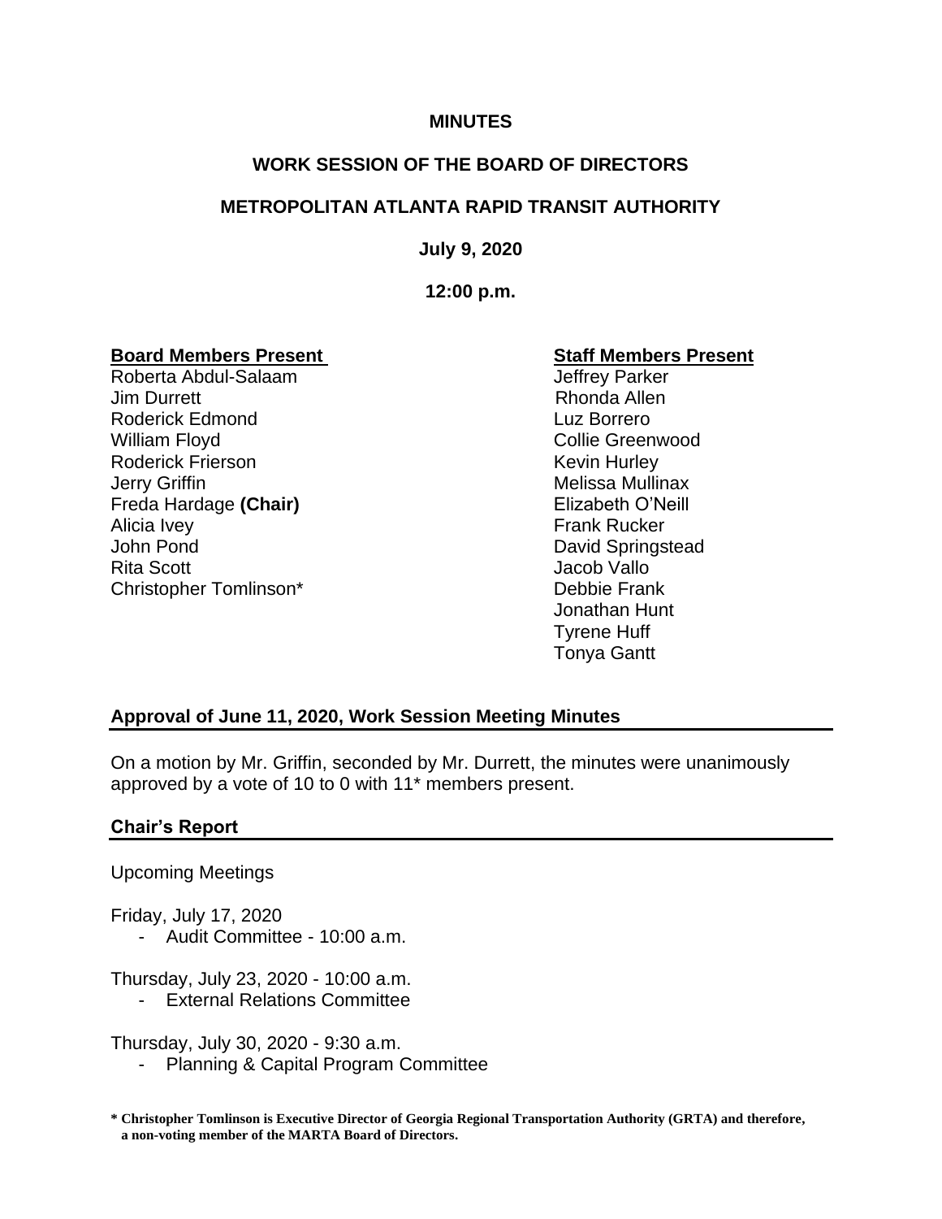**MINUTES**

**WORK SESSION OF THE BOARD OF DIRECTORS**

**METROPOLITAN ATLANTA RAPID TRANSIT AUTHORITY**

**July 9, 2020**

**12:00 p.m.**

| **Board Members Present** | **Staff Members Present** |
|---|---|
| Roberta Abdul-Salaam | Jeffrey Parker |
| Jim Durrett | Rhonda Allen |
| Roderick Edmond | Luz Borrero |
| William Floyd | Collie Greenwood |
| Roderick Frierson | Kevin Hurley |
| Jerry Griffin | Melissa Mullinax |
| Freda Hardage **(Chair)** | Elizabeth O'Neill |
| Alicia Ivey | Frank Rucker |
| John Pond | David Springstead |
| Rita Scott | Jacob Vallo |
| Christopher Tomlinson* | Debbie Frank |
| | Jonathan Hunt |
| | Tyrene Huff |
| | Tonya Gantt |

## Approval of June 11, 2020, Work Session Meeting Minutes

On a motion by Mr. Griffin, seconded by Mr. Durrett, the minutes were unanimously approved by a vote of 10 to 0 with 11* members present.

## Chair's Report

Upcoming Meetings

Friday, July 17, 2020
- Audit Committee - 10:00 a.m.

Thursday, July 23, 2020 - 10:00 a.m.
- External Relations Committee

Thursday, July 30, 2020 - 9:30 a.m.
- Planning & Capital Program Committee

**\* Christopher Tomlinson is Executive Director of Georgia Regional Transportation Authority (GRTA) and therefore, a non-voting member of the MARTA Board of Directors.**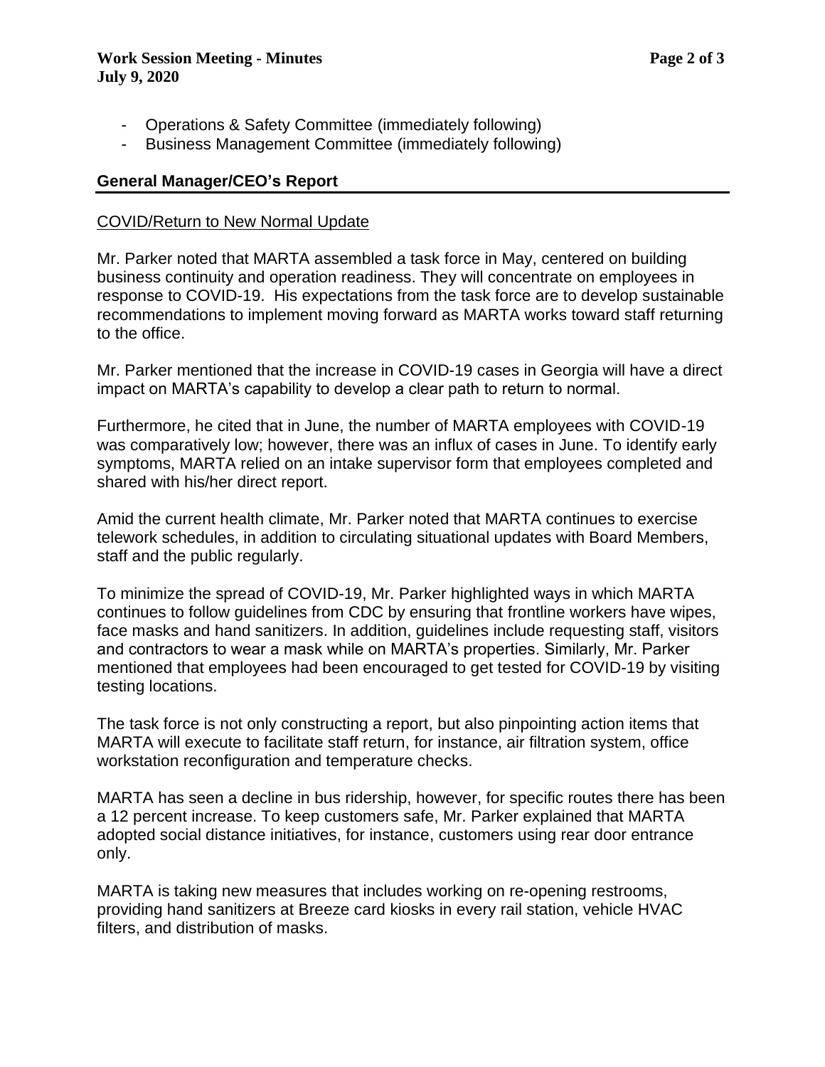- Operations & Safety Committee (immediately following)
- Business Management Committee (immediately following)

## General Manager/CEO's Report

### COVID/Return to New Normal Update

Mr. Parker noted that MARTA assembled a task force in May, centered on building business continuity and operation readiness. They will concentrate on employees in response to COVID-19. His expectations from the task force are to develop sustainable recommendations to implement moving forward as MARTA works toward staff returning to the office.

Mr. Parker mentioned that the increase in COVID-19 cases in Georgia will have a direct impact on MARTA's capability to develop a clear path to return to normal.

Furthermore, he cited that in June, the number of MARTA employees with COVID-19 was comparatively low; however, there was an influx of cases in June. To identify early symptoms, MARTA relied on an intake supervisor form that employees completed and shared with his/her direct report.

Amid the current health climate, Mr. Parker noted that MARTA continues to exercise telework schedules, in addition to circulating situational updates with Board Members, staff and the public regularly.

To minimize the spread of COVID-19, Mr. Parker highlighted ways in which MARTA continues to follow guidelines from CDC by ensuring that frontline workers have wipes, face masks and hand sanitizers. In addition, guidelines include requesting staff, visitors and contractors to wear a mask while on MARTA's properties. Similarly, Mr. Parker mentioned that employees had been encouraged to get tested for COVID-19 by visiting testing locations.

The task force is not only constructing a report, but also pinpointing action items that MARTA will execute to facilitate staff return, for instance, air filtration system, office workstation reconfiguration and temperature checks.

MARTA has seen a decline in bus ridership, however, for specific routes there has been a 12 percent increase. To keep customers safe, Mr. Parker explained that MARTA adopted social distance initiatives, for instance, customers using rear door entrance only.

MARTA is taking new measures that includes working on re-opening restrooms, providing hand sanitizers at Breeze card kiosks in every rail station, vehicle HVAC filters, and distribution of masks.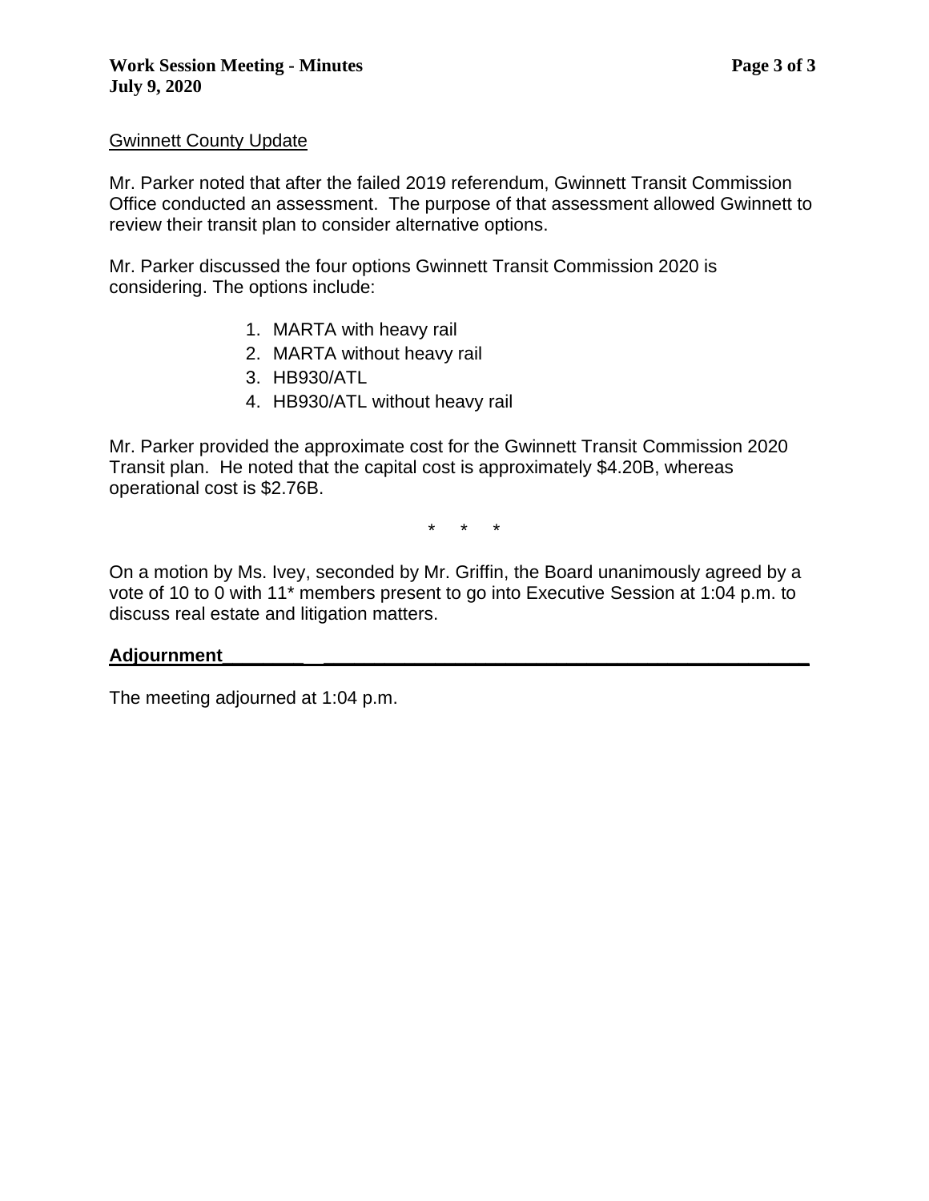Gwinnett County Update

Mr. Parker noted that after the failed 2019 referendum, Gwinnett Transit Commission Office conducted an assessment. The purpose of that assessment allowed Gwinnett to review their transit plan to consider alternative options.

Mr. Parker discussed the four options Gwinnett Transit Commission 2020 is considering. The options include:

1. MARTA with heavy rail
2. MARTA without heavy rail
3. HB930/ATL
4. HB930/ATL without heavy rail

Mr. Parker provided the approximate cost for the Gwinnett Transit Commission 2020 Transit plan. He noted that the capital cost is approximately $4.20B, whereas operational cost is $2.76B.

\* \* \*

On a motion by Ms. Ivey, seconded by Mr. Griffin, the Board unanimously agreed by a vote of 10 to 0 with 11* members present to go into Executive Session at 1:04 p.m. to discuss real estate and litigation matters.

**Adjournment**

The meeting adjourned at 1:04 p.m.